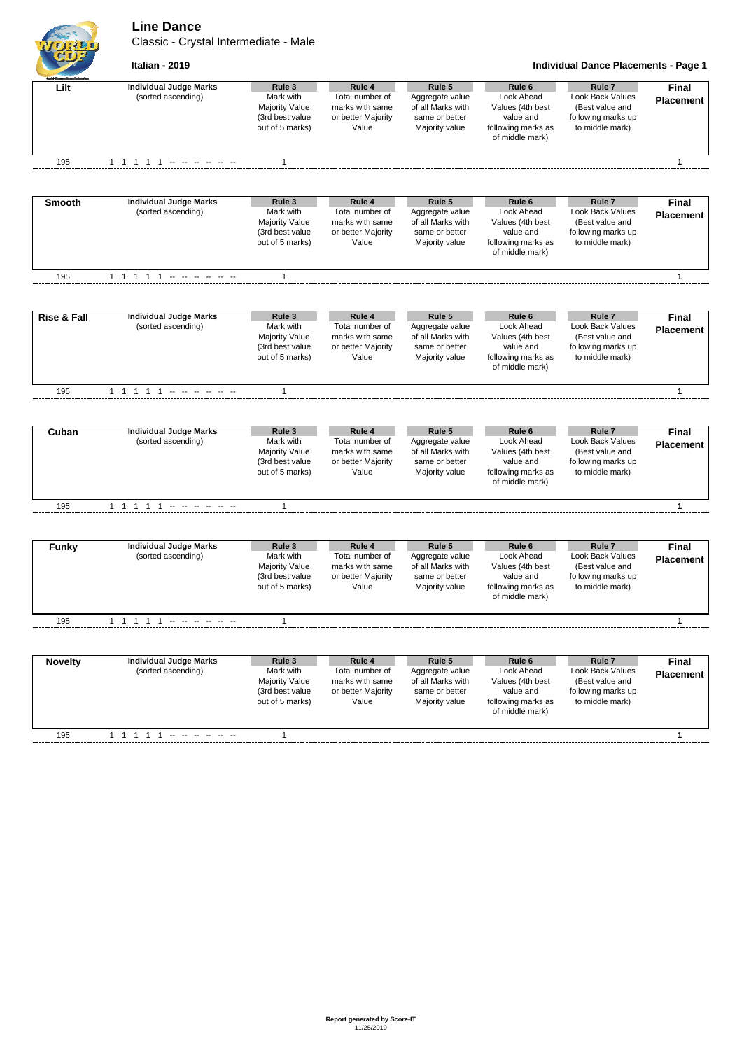# Line Dance

Classic - Crystal Intermediate - Male

**Italian - 2019**

**Individual Dance Placements - Page 1**

| **Lilt** | **Individual Judge Marks** (sorted ascending) | **Rule 3** Mark with Majority Value (3rd best value out of 5 marks) | **Rule 4** Total number of marks with same or better Majority Value | **Rule 5** Aggregate value of all Marks with same or better Majority value | **Rule 6** Look Ahead Values (4th best value and following marks as of middle mark) | **Rule 7** Look Back Values (Best value and following marks up to middle mark) | **Final Placement** |
|---|---|---|---|---|---|---|---|
| 195 | 1 1 1 1 1 -- -- -- -- -- -- | 1 | | | | | 1 |

| **Smooth** | **Individual Judge Marks** (sorted ascending) | **Rule 3** Mark with Majority Value (3rd best value out of 5 marks) | **Rule 4** Total number of marks with same or better Majority Value | **Rule 5** Aggregate value of all Marks with same or better Majority value | **Rule 6** Look Ahead Values (4th best value and following marks as of middle mark) | **Rule 7** Look Back Values (Best value and following marks up to middle mark) | **Final Placement** |
|---|---|---|---|---|---|---|---|
| 195 | 1 1 1 1 1 -- -- -- -- -- -- | 1 | | | | | 1 |

| **Rise & Fall** | **Individual Judge Marks** (sorted ascending) | **Rule 3** Mark with Majority Value (3rd best value out of 5 marks) | **Rule 4** Total number of marks with same or better Majority Value | **Rule 5** Aggregate value of all Marks with same or better Majority value | **Rule 6** Look Ahead Values (4th best value and following marks as of middle mark) | **Rule 7** Look Back Values (Best value and following marks up to middle mark) | **Final Placement** |
|---|---|---|---|---|---|---|---|
| 195 | 1 1 1 1 1 -- -- -- -- -- -- | 1 | | | | | 1 |

| **Cuban** | **Individual Judge Marks** (sorted ascending) | **Rule 3** Mark with Majority Value (3rd best value out of 5 marks) | **Rule 4** Total number of marks with same or better Majority Value | **Rule 5** Aggregate value of all Marks with same or better Majority value | **Rule 6** Look Ahead Values (4th best value and following marks as of middle mark) | **Rule 7** Look Back Values (Best value and following marks up to middle mark) | **Final Placement** |
|---|---|---|---|---|---|---|---|
| 195 | 1 1 1 1 1 -- -- -- -- -- -- | 1 | | | | | 1 |

| **Funky** | **Individual Judge Marks** (sorted ascending) | **Rule 3** Mark with Majority Value (3rd best value out of 5 marks) | **Rule 4** Total number of marks with same or better Majority Value | **Rule 5** Aggregate value of all Marks with same or better Majority value | **Rule 6** Look Ahead Values (4th best value and following marks as of middle mark) | **Rule 7** Look Back Values (Best value and following marks up to middle mark) | **Final Placement** |
|---|---|---|---|---|---|---|---|
| 195 | 1 1 1 1 1 -- -- -- -- -- -- | 1 | | | | | 1 |

| **Novelty** | **Individual Judge Marks** (sorted ascending) | **Rule 3** Mark with Majority Value (3rd best value out of 5 marks) | **Rule 4** Total number of marks with same or better Majority Value | **Rule 5** Aggregate value of all Marks with same or better Majority value | **Rule 6** Look Ahead Values (4th best value and following marks as of middle mark) | **Rule 7** Look Back Values (Best value and following marks up to middle mark) | **Final Placement** |
|---|---|---|---|---|---|---|---|
| 195 | 1 1 1 1 1 -- -- -- -- -- -- | 1 | | | | | 1 |

**Report generated by Score-IT**
11/25/2019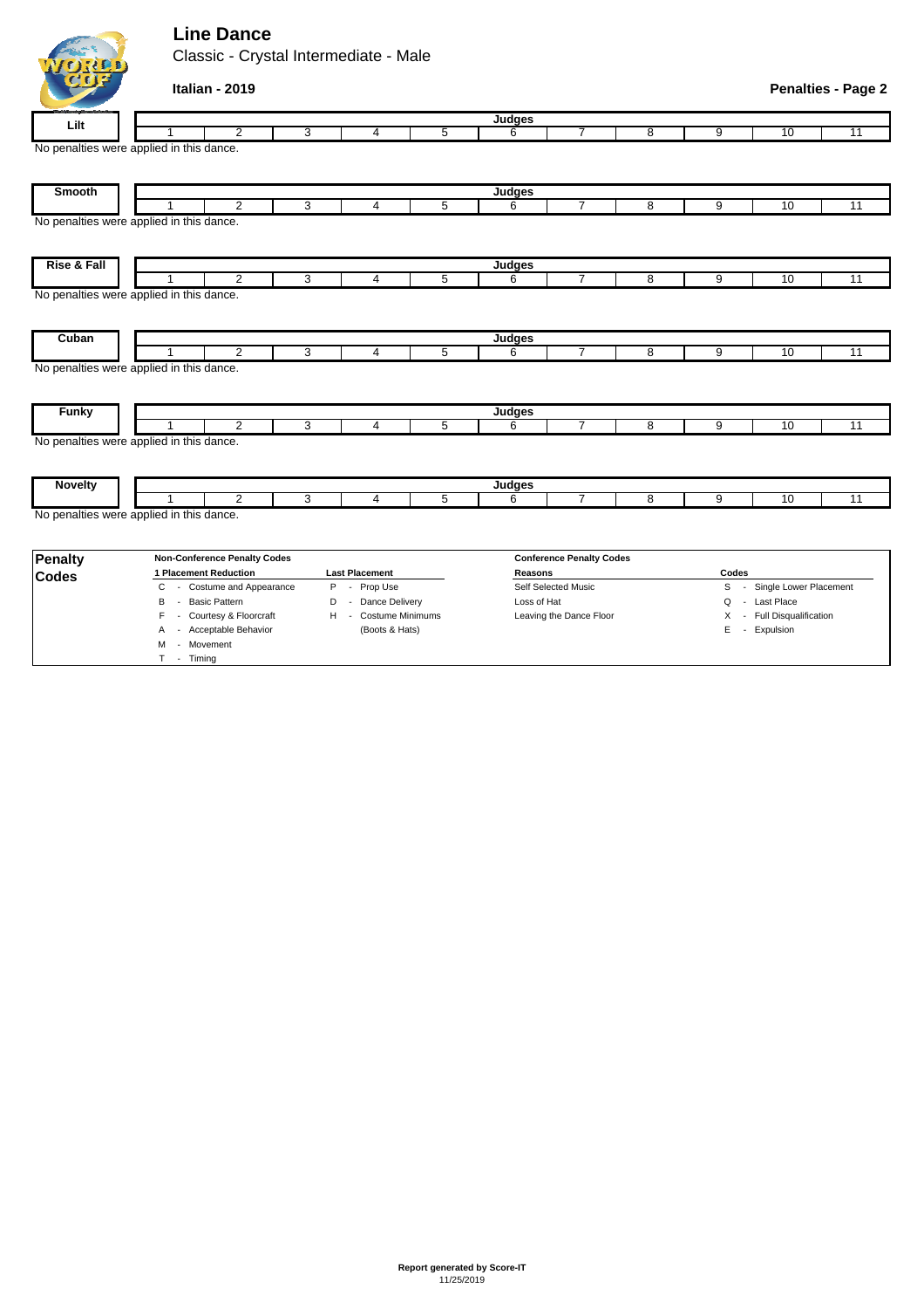# Line Dance

Classic - Crystal Intermediate - Male

**Italian - 2019**

**Penalties - Page 2**

| Lilt | Judges | | | | | | | | | | |
|---|---|---|---|---|---|---|---|---|---|---|---|
| | 1 | 2 | 3 | 4 | 5 | 6 | 7 | 8 | 9 | 10 | 11 |

No penalties were applied in this dance.

| Smooth | Judges | | | | | | | | | | |
|---|---|---|---|---|---|---|---|---|---|---|---|
| | 1 | 2 | 3 | 4 | 5 | 6 | 7 | 8 | 9 | 10 | 11 |

No penalties were applied in this dance.

| Rise & Fall | Judges | | | | | | | | | | |
|---|---|---|---|---|---|---|---|---|---|---|---|
| | 1 | 2 | 3 | 4 | 5 | 6 | 7 | 8 | 9 | 10 | 11 |

No penalties were applied in this dance.

| Cuban | Judges | | | | | | | | | | |
|---|---|---|---|---|---|---|---|---|---|---|---|
| | 1 | 2 | 3 | 4 | 5 | 6 | 7 | 8 | 9 | 10 | 11 |

No penalties were applied in this dance.

| Funky | Judges | | | | | | | | | | |
|---|---|---|---|---|---|---|---|---|---|---|---|
| | 1 | 2 | 3 | 4 | 5 | 6 | 7 | 8 | 9 | 10 | 11 |

No penalties were applied in this dance.

| Novelty | Judges | | | | | | | | | | |
|---|---|---|---|---|---|---|---|---|---|---|---|
| | 1 | 2 | 3 | 4 | 5 | 6 | 7 | 8 | 9 | 10 | 11 |

No penalties were applied in this dance.

## Penalty Codes

**Non-Conference Penalty Codes**

| 1 Placement Reduction | Last Placement |
|---|---|
| C - Costume and Appearance | P - Prop Use |
| B - Basic Pattern | D - Dance Delivery |
| F - Courtesy & Floorcraft | H - Costume Minimums (Boots & Hats) |
| A - Acceptable Behavior | |
| M - Movement | |
| T - Timing | |

**Conference Penalty Codes**

| Reasons | Codes |
|---|---|
| Self Selected Music | S - Single Lower Placement |
| Loss of Hat | Q - Last Place |
| Leaving the Dance Floor | X - Full Disqualification |
| | E - Expulsion |

**Report generated by Score-IT**
11/25/2019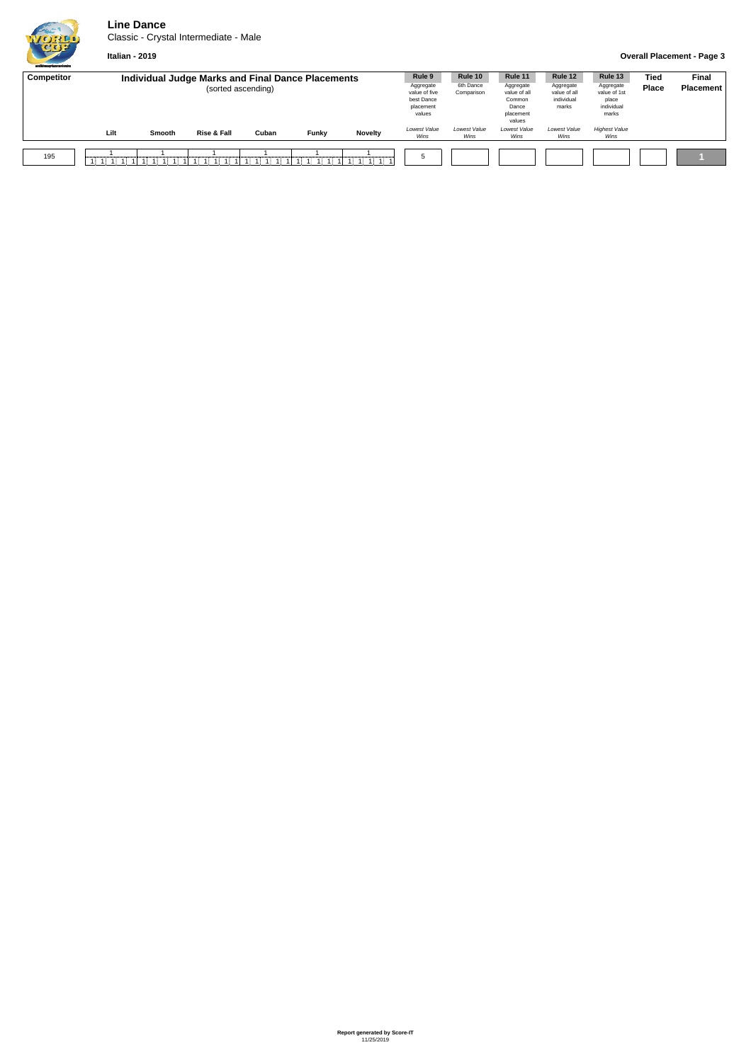**Line Dance**

Classic - Crystal Intermediate - Male

**Italian - 2019**

**Overall Placement - Page 3**

| Competitor | Individual Judge Marks and Final Dance Placements (sorted ascending) | | | | | | Rule 9 Aggregate value of five best Dance placement values | Rule 10 6th Dance Comparison | Rule 11 Aggregate value of all Common Dance placement values | Rule 12 Aggregate value of all individual marks | Rule 13 Aggregate value of 1st place individual marks | Tied Place | Final Placement |
|---|---|---|---|---|---|---|---|---|---|---|---|---|---|
| | Lilt | Smooth | Rise & Fall | Cuban | Funky | Novelty | *Lowest Value Wins* | *Lowest Value Wins* | *Lowest Value Wins* | *Lowest Value Wins* | *Highest Value Wins* | | |
| 195 | 1 (1 1 1 1 1) | 1 (1 1 1 1 1) | 1 (1 1 1 1 1) | 1 (1 1 1 1 1) | 1 (1 1 1 1 1) | 1 (1 1 1 1 1) | 5 | | | | | | 1 |

**Report generated by Score-IT**
11/25/2019